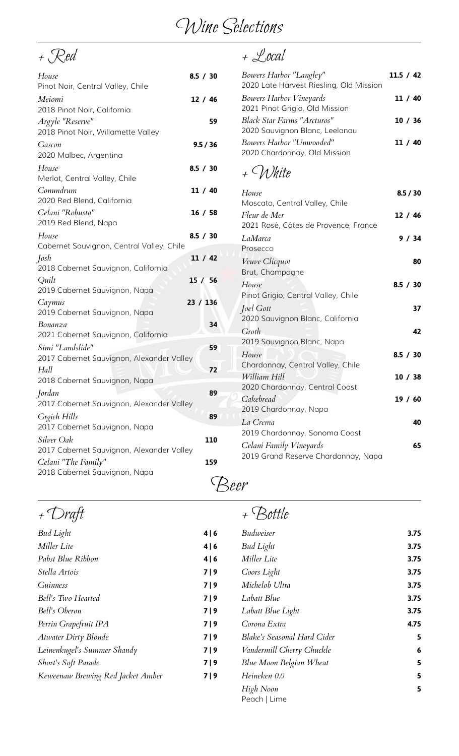# Wine Selections

## + Red

| Wine | Price |
|---|---|
| *House*<br>Pinot Noir, Central Valley, Chile | 8.5 / 30 |
| *Meiomi*<br>2018 Pinot Noir, California | 12 / 46 |
| *Argyle "Reserve"*<br>2018 Pinot Noir, Willamette Valley | 59 |
| *Gascon*<br>2020 Malbec, Argentina | 9.5 / 36 |
| *House*<br>Merlot, Central Valley, Chile | 8.5 / 30 |
| *Conundrum*<br>2020 Red Blend, California | 11 / 40 |
| *Celani "Robusto"*<br>2019 Red Blend, Napa | 16 / 58 |
| *House*<br>Cabernet Sauvignon, Central Valley, Chile | 8.5 / 30 |
| *Josh*<br>2018 Cabernet Sauvignon, California | 11 / 42 |
| *Quilt*<br>2019 Cabernet Sauvignon, Napa | 15 / 56 |
| *Caymus*<br>2019 Cabernet Sauvignon, Napa | 23 / 136 |
| *Bonanza*<br>2021 Cabernet Sauvignon, California | 34 |
| *Simi "Landslide"*<br>2017 Cabernet Sauvignon, Alexander Valley | 59 |
| *Hall*<br>2018 Cabernet Sauvignon, Napa | 72 |
| *Jordan*<br>2017 Cabernet Sauvignon, Alexander Valley | 89 |
| *Grgich Hills*<br>2017 Cabernet Sauvignon, Napa | 89 |
| *Silver Oak*<br>2017 Cabernet Sauvignon, Alexander Valley | 110 |
| *Celani "The Family"*<br>2018 Cabernet Sauvignon, Napa | 159 |

## + Local

| Wine | Price |
|---|---|
| *Bowers Harbor "Langley"*<br>2020 Late Harvest Riesling, Old Mission | 11.5 / 42 |
| *Bowers Harbor Vineyards*<br>2021 Pinot Grigio, Old Mission | 11 / 40 |
| *Black Star Farms "Arcturos"*<br>2020 Sauvignon Blanc, Leelanau | 10 / 36 |
| *Bowers Harbor "Unwooded"*<br>2020 Chardonnay, Old Mission | 11 / 40 |

## + White

| Wine | Price |
|---|---|
| *House*<br>Moscato, Central Valley, Chile | 8.5 / 30 |
| *Fleur de Mer*<br>2021 Rosé, Côtes de Provence, France | 12 / 46 |
| *LaMarca*<br>Prosecco | 9 / 34 |
| *Veuve Clicquot*<br>Brut, Champagne | 80 |
| *House*<br>Pinot Grigio, Central Valley, Chile | 8.5 / 30 |
| *Joel Gott*<br>2020 Sauvignon Blanc, California | 37 |
| *Groth*<br>2019 Sauvignon Blanc, Napa | 42 |
| *House*<br>Chardonnay, Central Valley, Chile | 8.5 / 30 |
| *William Hill*<br>2020 Chardonnay, Central Coast | 10 / 38 |
| *Cakebread*<br>2019 Chardonnay, Napa | 19 / 60 |
| *La Crema*<br>2019 Chardonnay, Sonoma Coast | 40 |
| *Celani Family Vineyards*<br>2019 Grand Reserve Chardonnay, Napa | 65 |

# Beer

## + Draft

| Beer | Price |
|---|---|
| *Bud Light* | 4 \| 6 |
| *Miller Lite* | 4 \| 6 |
| *Pabst Blue Ribbon* | 4 \| 6 |
| *Stella Artois* | 7 \| 9 |
| *Guinness* | 7 \| 9 |
| *Bell's Two Hearted* | 7 \| 9 |
| *Bell's Oberon* | 7 \| 9 |
| *Perrin Grapefruit IPA* | 7 \| 9 |
| *Atwater Dirty Blonde* | 7 \| 9 |
| *Leinenkugel's Summer Shandy* | 7 \| 9 |
| *Short's Soft Parade* | 7 \| 9 |
| *Keweenaw Brewing Red Jacket Amber* | 7 \| 9 |

## + Bottle

| Beer | Price |
|---|---|
| *Budweiser* | 3.75 |
| *Bud Light* | 3.75 |
| *Miller Lite* | 3.75 |
| *Coors Light* | 3.75 |
| *Michelob Ultra* | 3.75 |
| *Labatt Blue* | 3.75 |
| *Labatt Blue Light* | 3.75 |
| *Corona Extra* | 4.75 |
| *Blake's Seasonal Hard Cider* | 5 |
| *Vandermill Cherry Chuckle* | 6 |
| *Blue Moon Belgian Wheat* | 5 |
| *Heineken 0.0* | 5 |
| *High Noon*<br>Peach \| Lime | 5 |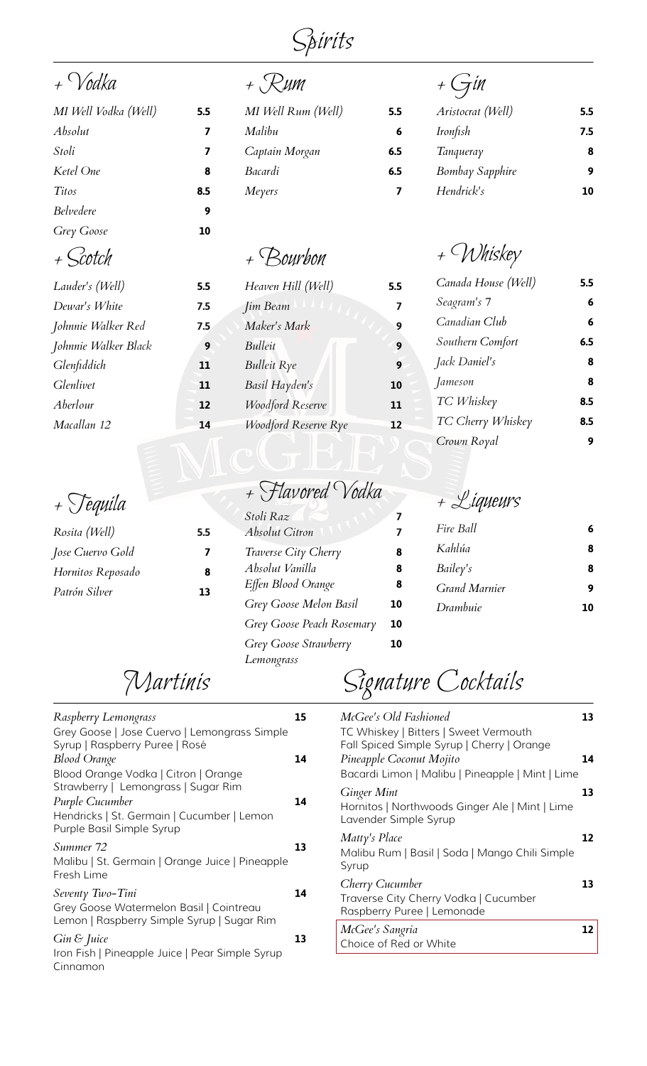# Spirits

## + Vodka

| | |
|---|---|
| *MI Well Vodka (Well)* | 5.5 |
| *Absolut* | 7 |
| *Stoli* | 7 |
| *Ketel One* | 8 |
| *Titos* | 8.5 |
| *Belvedere* | 9 |
| *Grey Goose* | 10 |

## + Rum

| | |
|---|---|
| *MI Well Rum (Well)* | 5.5 |
| *Malibu* | 6 |
| *Captain Morgan* | 6.5 |
| *Bacardi* | 6.5 |
| *Meyers* | 7 |

## + Gin

| | |
|---|---|
| *Aristocrat (Well)* | 5.5 |
| *Ironfish* | 7.5 |
| *Tanqueray* | 8 |
| *Bombay Sapphire* | 9 |
| *Hendrick's* | 10 |

## + Scotch

| | |
|---|---|
| *Lauder's (Well)* | 5.5 |
| *Dewar's White* | 7.5 |
| *Johnnie Walker Red* | 7.5 |
| *Johnnie Walker Black* | 9 |
| *Glenfiddich* | 11 |
| *Glenlivet* | 11 |
| *Aberlour* | 12 |
| *Macallan 12* | 14 |

## + Bourbon

| | |
|---|---|
| *Heaven Hill (Well)* | 5.5 |
| *Jim Beam* | 7 |
| *Maker's Mark* | 9 |
| *Bulleit* | 9 |
| *Bulleit Rye* | 9 |
| *Basil Hayden's* | 10 |
| *Woodford Reserve* | 11 |
| *Woodford Reserve Rye* | 12 |

## + Whiskey

| | |
|---|---|
| *Canada House (Well)* | 5.5 |
| *Seagram's 7* | 6 |
| *Canadian Club* | 6 |
| *Southern Comfort* | 6.5 |
| *Jack Daniel's* | 8 |
| *Jameson* | 8 |
| *TC Whiskey* | 8.5 |
| *TC Cherry Whiskey* | 8.5 |
| *Crown Royal* | 9 |

## + Tequila

| | |
|---|---|
| *Rosita (Well)* | 5.5 |
| *Jose Cuervo Gold* | 7 |
| *Hornitos Reposado* | 8 |
| *Patrón Silver* | 13 |

## + Flavored Vodka

| | |
|---|---|
| *Stoli Raz* | 7 |
| *Absolut Citron* | 7 |
| *Traverse City Cherry* | 8 |
| *Absolut Vanilla* | 8 |
| *Effen Blood Orange* | 8 |
| *Grey Goose Melon Basil* | 10 |
| *Grey Goose Peach Rosemary* | 10 |
| *Grey Goose Strawberry Lemongrass* | 10 |

## + Liqueurs

| | |
|---|---|
| *Fire Ball* | 6 |
| *Kahlúa* | 8 |
| *Bailey's* | 8 |
| *Grand Marnier* | 9 |
| *Drambuie* | 10 |

# Martinis

*Raspberry Lemongrass* **15**
Grey Goose | Jose Cuervo | Lemongrass Simple Syrup | Raspberry Puree | Rosé

*Blood Orange* **14**
Blood Orange Vodka | Citron | Orange Strawberry | Lemongrass | Sugar Rim

*Purple Cucumber* **14**
Hendricks | St. Germain | Cucumber | Lemon Purple Basil Simple Syrup

*Summer 72* **13**
Malibu | St. Germain | Orange Juice | Pineapple Fresh Lime

*Seventy Two-Tini* **14**
Grey Goose Watermelon Basil | Cointreau Lemon | Raspberry Simple Syrup | Sugar Rim

*Gin & Juice* **13**
Iron Fish | Pineapple Juice | Pear Simple Syrup Cinnamon

# Signature Cocktails

*McGee's Old Fashioned* **13**
TC Whiskey | Bitters | Sweet Vermouth Fall Spiced Simple Syrup | Cherry | Orange

*Pineapple Coconut Mojito* **14**
Bacardi Limon | Malibu | Pineapple | Mint | Lime

*Ginger Mint* **13**
Hornitos | Northwoods Ginger Ale | Mint | Lime Lavender Simple Syrup

*Matty's Place* **12**
Malibu Rum | Basil | Soda | Mango Chili Simple Syrup

*Cherry Cucumber* **13**
Traverse City Cherry Vodka | Cucumber Raspberry Puree | Lemonade

*McGee's Sangria* **12**
Choice of Red or White